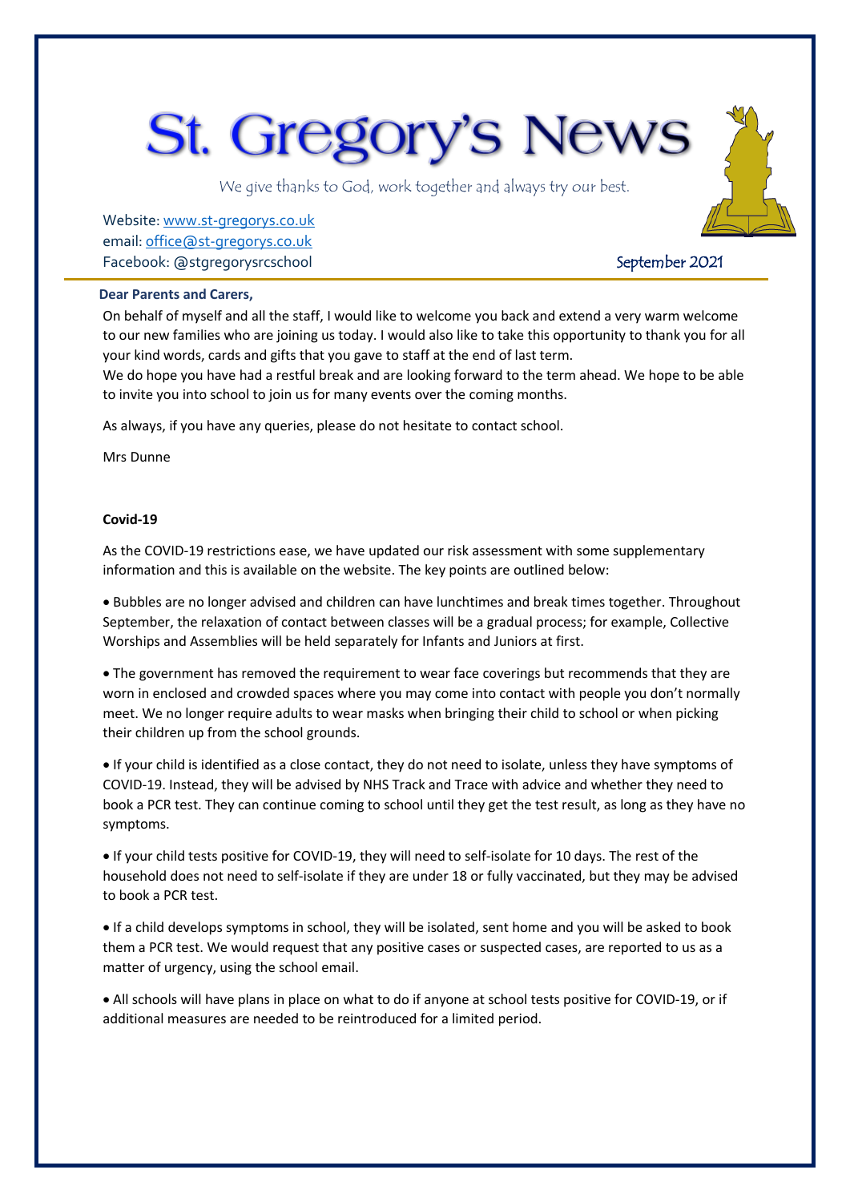# St. Gregory's News

We give thanks to God, work together and always try our best.

Website: www.st-gregorys.co.uk
email: office@st-gregorys.co.uk
Facebook: @stgregorysrcschool

September 2021

**Dear Parents and Carers,**

On behalf of myself and all the staff, I would like to welcome you back and extend a very warm welcome to our new families who are joining us today. I would also like to take this opportunity to thank you for all your kind words, cards and gifts that you gave to staff at the end of last term.
We do hope you have had a restful break and are looking forward to the term ahead. We hope to be able to invite you into school to join us for many events over the coming months.

As always, if you have any queries, please do not hesitate to contact school.

Mrs Dunne

**Covid-19**

As the COVID-19 restrictions ease, we have updated our risk assessment with some supplementary information and this is available on the website. The key points are outlined below:

- Bubbles are no longer advised and children can have lunchtimes and break times together. Throughout September, the relaxation of contact between classes will be a gradual process; for example, Collective Worships and Assemblies will be held separately for Infants and Juniors at first.

- The government has removed the requirement to wear face coverings but recommends that they are worn in enclosed and crowded spaces where you may come into contact with people you don't normally meet. We no longer require adults to wear masks when bringing their child to school or when picking their children up from the school grounds.

- If your child is identified as a close contact, they do not need to isolate, unless they have symptoms of COVID-19. Instead, they will be advised by NHS Track and Trace with advice and whether they need to book a PCR test. They can continue coming to school until they get the test result, as long as they have no symptoms.

- If your child tests positive for COVID-19, they will need to self-isolate for 10 days. The rest of the household does not need to self-isolate if they are under 18 or fully vaccinated, but they may be advised to book a PCR test.

- If a child develops symptoms in school, they will be isolated, sent home and you will be asked to book them a PCR test. We would request that any positive cases or suspected cases, are reported to us as a matter of urgency, using the school email.

- All schools will have plans in place on what to do if anyone at school tests positive for COVID-19, or if additional measures are needed to be reintroduced for a limited period.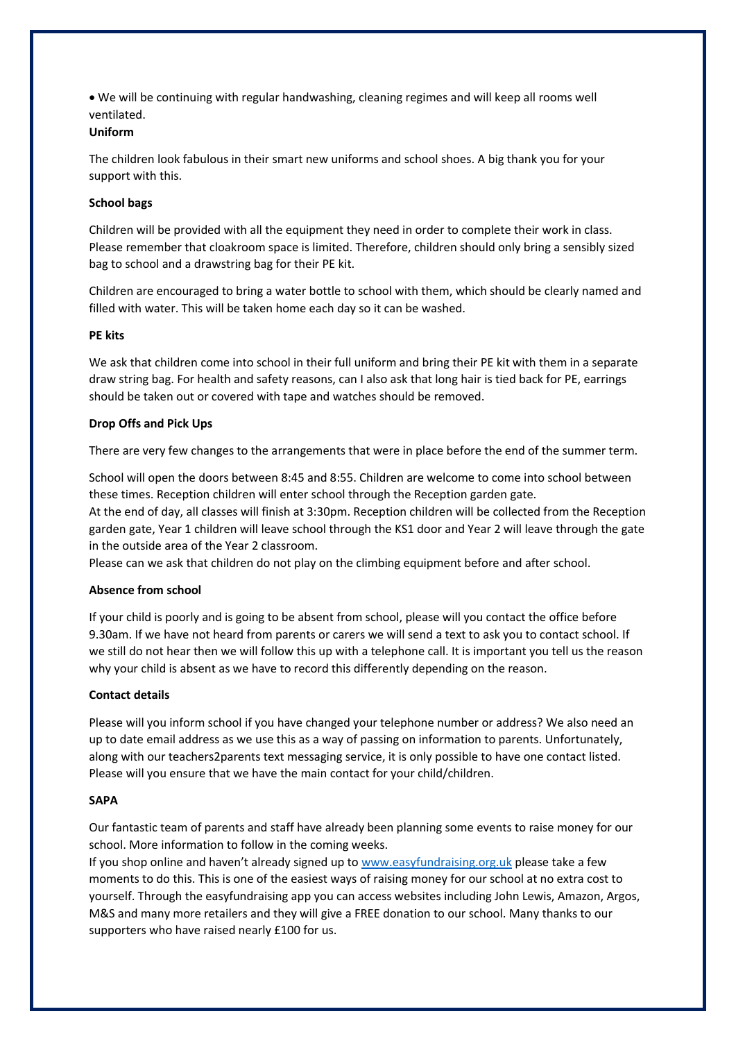- We will be continuing with regular handwashing, cleaning regimes and will keep all rooms well ventilated.

**Uniform**

The children look fabulous in their smart new uniforms and school shoes. A big thank you for your support with this.

**School bags**

Children will be provided with all the equipment they need in order to complete their work in class. Please remember that cloakroom space is limited. Therefore, children should only bring a sensibly sized bag to school and a drawstring bag for their PE kit.

Children are encouraged to bring a water bottle to school with them, which should be clearly named and filled with water. This will be taken home each day so it can be washed.

**PE kits**

We ask that children come into school in their full uniform and bring their PE kit with them in a separate draw string bag. For health and safety reasons, can I also ask that long hair is tied back for PE, earrings should be taken out or covered with tape and watches should be removed.

**Drop Offs and Pick Ups**

There are very few changes to the arrangements that were in place before the end of the summer term.

School will open the doors between 8:45 and 8:55. Children are welcome to come into school between these times. Reception children will enter school through the Reception garden gate.
At the end of day, all classes will finish at 3:30pm. Reception children will be collected from the Reception garden gate, Year 1 children will leave school through the KS1 door and Year 2 will leave through the gate in the outside area of the Year 2 classroom.
Please can we ask that children do not play on the climbing equipment before and after school.

**Absence from school**

If your child is poorly and is going to be absent from school, please will you contact the office before 9.30am. If we have not heard from parents or carers we will send a text to ask you to contact school. If we still do not hear then we will follow this up with a telephone call. It is important you tell us the reason why your child is absent as we have to record this differently depending on the reason.

**Contact details**

Please will you inform school if you have changed your telephone number or address? We also need an up to date email address as we use this as a way of passing on information to parents. Unfortunately, along with our teachers2parents text messaging service, it is only possible to have one contact listed. Please will you ensure that we have the main contact for your child/children.

**SAPA**

Our fantastic team of parents and staff have already been planning some events to raise money for our school. More information to follow in the coming weeks.
If you shop online and haven't already signed up to [www.easyfundraising.org.uk](http://www.easyfundraising.org.uk) please take a few moments to do this. This is one of the easiest ways of raising money for our school at no extra cost to yourself. Through the easyfundraising app you can access websites including John Lewis, Amazon, Argos, M&S and many more retailers and they will give a FREE donation to our school. Many thanks to our supporters who have raised nearly £100 for us.